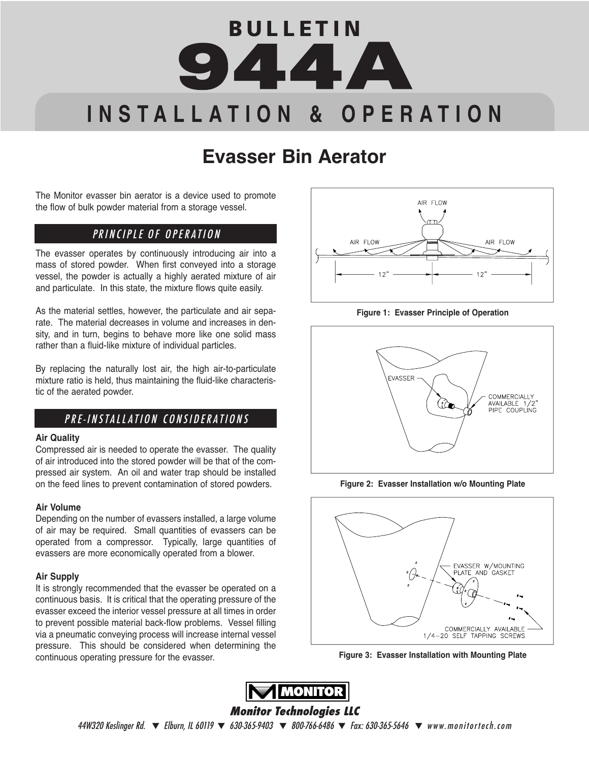# BULLETIN 944A

## INSTALLATION & OPERATION

# Evasser Bin Aerator

The Monitor evasser bin aerator is a device used to promote the flow of bulk powder material from a storage vessel.

## PRINCIPLE OF OPERATION

The evasser operates by continuously introducing air into a mass of stored powder. When first conveyed into a storage vessel, the powder is actually a highly aerated mixture of air and particulate. In this state, the mixture flows quite easily.

As the material settles, however, the particulate and air separate. The material decreases in volume and increases in density, and in turn, begins to behave more like one solid mass rather than a fluid-like mixture of individual particles.

By replacing the naturally lost air, the high air-to-particulate mixture ratio is held, thus maintaining the fluid-like characteristic of the aerated powder.

## PRE-INSTALLATION CONSIDERATIONS

**Air Quality**

Compressed air is needed to operate the evasser. The quality of air introduced into the stored powder will be that of the compressed air system. An oil and water trap should be installed on the feed lines to prevent contamination of stored powders.

**Air Volume**

Depending on the number of evassers installed, a large volume of air may be required. Small quantities of evassers can be operated from a compressor. Typically, large quantities of evassers are more economically operated from a blower.

**Air Supply**

It is strongly recommended that the evasser be operated on a continuous basis. It is critical that the operating pressure of the evasser exceed the interior vessel pressure at all times in order to prevent possible material back-flow problems. Vessel filling via a pneumatic conveying process will increase internal vessel pressure. This should be considered when determining the continuous operating pressure for the evasser.

**Figure 1: Evasser Principle of Operation**

**Figure 2: Evasser Installation w/o Mounting Plate**

**Figure 3: Evasser Installation with Mounting Plate**

**Monitor Technologies LLC**

44W320 Keslinger Rd. ▼ Elburn, IL 60119 ▼ 630-365-9403 ▼ 800-766-6486 ▼ Fax: 630-365-5646 ▼ www.monitortech.com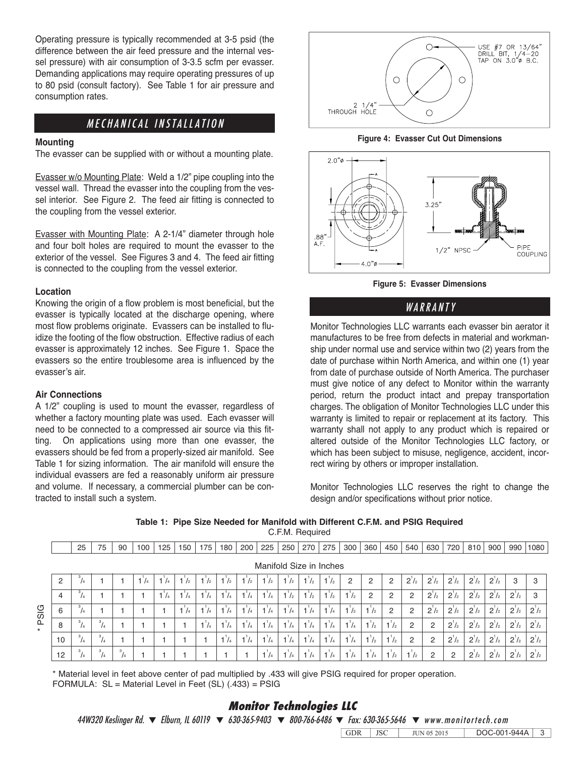Operating pressure is typically recommended at 3-5 psid (the difference between the air feed pressure and the internal vessel pressure) with air consumption of 3-3.5 scfm per evasser. Demanding applications may require operating pressures of up to 80 psid (consult factory). See Table 1 for air pressure and consumption rates.

## *MECHANICAL INSTALLATION*

### Mounting

The evasser can be supplied with or without a mounting plate.

Evasser w/o Mounting Plate: Weld a 1/2" pipe coupling into the vessel wall. Thread the evasser into the coupling from the vessel interior. See Figure 2. The feed air fitting is connected to the coupling from the vessel exterior.

Evasser with Mounting Plate: A 2-1/4" diameter through hole and four bolt holes are required to mount the evasser to the exterior of the vessel. See Figures 3 and 4. The feed air fitting is connected to the coupling from the vessel exterior.

### Location

Knowing the origin of a flow problem is most beneficial, but the evasser is typically located at the discharge opening, where most flow problems originate. Evassers can be installed to fluidize the footing of the flow obstruction. Effective radius of each evasser is approximately 12 inches. See Figure 1. Space the evassers so the entire troublesome area is influenced by the evasser's air.

### Air Connections

A 1/2" coupling is used to mount the evasser, regardless of whether a factory mounting plate was used. Each evasser will need to be connected to a compressed air source via this fitting. On applications using more than one evasser, the evassers should be fed from a properly-sized air manifold. See Table 1 for sizing information. The air manifold will ensure the individual evassers are fed a reasonably uniform air pressure and volume. If necessary, a commercial plumber can be contracted to install such a system.

USE #7 OR 13/64" DRILL BIT, 1/4-20 TAP ON 3.0"ø B.C.

2 1/4" THROUGH HOLE

**Figure 4: Evasser Cut Out Dimensions**

2.0"ø

.88" A.F.

4.0"ø

3.25"

1/2" NPSC

PIPE COUPLING

**Figure 5: Evasser Dimensions**

## *WARRANTY*

Monitor Technologies LLC warrants each evasser bin aerator it manufactures to be free from defects in material and workmanship under normal use and service within two (2) years from the date of purchase within North America, and within one (1) year from date of purchase outside of North America. The purchaser must give notice of any defect to Monitor within the warranty period, return the product intact and prepay transportation charges. The obligation of Monitor Technologies LLC under this warranty is limited to repair or replacement at its factory. This warranty shall not apply to any product which is repaired or altered outside of the Monitor Technologies LLC factory, or which has been subject to misuse, negligence, accident, incorrect wiring by others or improper installation.

Monitor Technologies LLC reserves the right to change the design and/or specifications without prior notice.

**Table 1: Pipe Size Needed for Manifold with Different C.F.M. and PSIG Required**

| * PSIG \ C.F.M. Required | 25 | 75 | 90 | 100 | 125 | 150 | 175 | 180 | 200 | 225 | 250 | 270 | 275 | 300 | 360 | 450 | 540 | 630 | 720 | 810 | 900 | 990 | 1080 |
|---|---|---|---|---|---|---|---|---|---|---|---|---|---|---|---|---|---|---|---|---|---|---|---|
| | Manifold Size in Inches | | | | | | | | | | | | | | | | | | | | | | |
| 2 | 3/4 | 1 | 1 | 1 1/4 | 1 1/4 | 1 1/2 | 1 1/2 | 1 1/2 | 1 1/2 | 1 1/2 | 1 1/2 | 1 1/2 | 1 1/2 | 2 | 2 | 2 | 2 1/2 | 2 1/2 | 2 1/2 | 2 1/2 | 2 1/2 | 3 | 3 |
| 4 | 3/4 | 1 | 1 | 1 | 1 1/4 | 1 1/4 | 1 1/4 | 1 1/4 | 1 1/4 | 1 1/4 | 1 1/2 | 1 1/2 | 1 1/2 | 1 1/2 | 2 | 2 | 2 | 2 1/2 | 2 1/2 | 2 1/2 | 2 1/2 | 2 1/2 | 3 |
| 6 | 3/4 | 1 | 1 | 1 | 1 | 1 1/4 | 1 1/4 | 1 1/4 | 1 1/4 | 1 1/4 | 1 1/4 | 1 1/4 | 1 1/4 | 1 1/2 | 1 1/2 | 2 | 2 | 2 1/2 | 2 1/2 | 2 1/2 | 2 1/2 | 2 1/2 | 2 1/2 |
| 8 | 3/4 | 3/4 | 1 | 1 | 1 | 1 | 1 1/4 | 1 1/4 | 1 1/4 | 1 1/4 | 1 1/4 | 1 1/4 | 1 1/4 | 1 1/4 | 1 1/2 | 1 1/2 | 2 | 2 | 2 1/2 | 2 1/2 | 2 1/2 | 2 1/2 | 2 1/2 |
| 10 | 3/4 | 3/4 | 1 | 1 | 1 | 1 | 1 | 1 1/4 | 1 1/4 | 1 1/4 | 1 1/4 | 1 1/4 | 1 1/4 | 1 1/4 | 1 1/2 | 1 1/2 | 2 | 2 | 2 1/2 | 2 1/2 | 2 1/2 | 2 1/2 | 2 1/2 |
| 12 | 3/4 | 3/4 | 3/4 | 1 | 1 | 1 | 1 | 1 | 1 | 1 1/4 | 1 1/4 | 1 1/4 | 1 1/4 | 1 1/4 | 1 1/4 | 1 1/2 | 1 1/2 | 2 | 2 | 2 1/2 | 2 1/2 | 2 1/2 | 2 1/2 |

\* Material level in feet above center of pad multiplied by .433 will give PSIG required for proper operation.
FORMULA: SL = Material Level in Feet (SL) (.433) = PSIG

**Monitor Technologies LLC**

*44W320 Keslinger Rd. ▼ Elburn, IL 60119 ▼ 630-365-9403 ▼ 800-766-6486 ▼ Fax: 630-365-5646 ▼ www.monitortech.com*